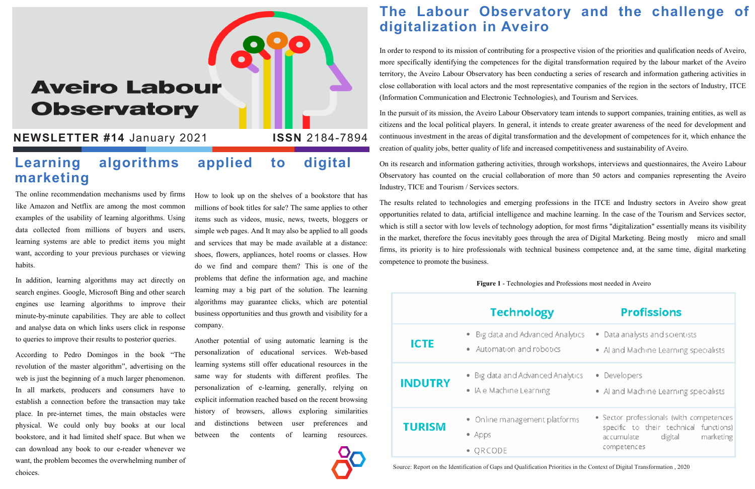# Aveiro Labour Observatory

**NEWSLETTER #14** January 2021 **ISSN** 2184-7894

## Learning algorithms applied to digital marketing

The online recommendation mechanisms used by firms like Amazon and Netflix are among the most common examples of the usability of learning algorithms. Using data collected from millions of buyers and users, learning systems are able to predict items you might want, according to your previous purchases or viewing habits.

In addition, learning algorithms may act directly on search engines. Google, Microsoft Bing and other search engines use learning algorithms to improve their minute-by-minute capabilities. They are able to collect and analyse data on which links users click in response to queries to improve their results to posterior queries.

According to Pedro Domingos in the book "The revolution of the master algorithm", advertising on the web is just the beginning of a much larger phenomenon. In all markets, producers and consumers have to establish a connection before the transaction may take place. In pre-internet times, the main obstacles were physical. We could only buy books at our local bookstore, and it had limited shelf space. But when we can download any book to our e-reader whenever we want, the problem becomes the overwhelming number of choices.

How to look up on the shelves of a bookstore that has millions of book titles for sale? The same applies to other items such as videos, music, news, tweets, bloggers or simple web pages. And It may also be applied to all goods and services that may be made available at a distance: shoes, flowers, appliances, hotel rooms or classes. How do we find and compare them? This is one of the problems that define the information age, and machine learning may a big part of the solution. The learning algorithms may guarantee clicks, which are potential business opportunities and thus growth and visibility for a company.

Another potential of using automatic learning is the personalization of educational services. Web-based learning systems still offer educational resources in the same way for students with different profiles. The personalization of e-learning, generally, relying on explicit information reached based on the recent browsing history of browsers, allows exploring similarities and distinctions between user preferences and between the contents of learning resources.

## The Labour Observatory and the challenge of digitalization in Aveiro

In order to respond to its mission of contributing for a prospective vision of the priorities and qualification needs of Aveiro, more specifically identifying the competences for the digital transformation required by the labour market of the Aveiro territory, the Aveiro Labour Observatory has been conducting a series of research and information gathering activities in close collaboration with local actors and the most representative companies of the region in the sectors of Industry, ITCE (Information Communication and Electronic Technologies), and Tourism and Services.

In the pursuit of its mission, the Aveiro Labour Observatory team intends to support companies, training entities, as well as citizens and the local political players. In general, it intends to create greater awareness of the need for development and continuous investment in the areas of digital transformation and the development of competences for it, which enhance the creation of quality jobs, better quality of life and increased competitiveness and sustainability of Aveiro.

On its research and information gathering activities, through workshops, interviews and questionnaires, the Aveiro Labour Observatory has counted on the crucial collaboration of more than 50 actors and companies representing the Aveiro Industry, TICE and Tourism / Services sectors.

The results related to technologies and emerging professions in the ITCE and Industry sectors in Aveiro show great opportunities related to data, artificial intelligence and machine learning. In the case of the Tourism and Services sector, which is still a sector with low levels of technology adoption, for most firms "digitalization" essentially means its visibility in the market, therefore the focus inevitably goes through the area of Digital Marketing. Being mostly micro and small firms, its priority is to hire professionals with technical business competence and, at the same time, digital marketing competence to promote the business.

**Figure 1** - Technologies and Professions most needed in Aveiro

| | Technology | Profissions |
|---|---|---|
| ICTE | • Big data and Advanced Analytics<br>• Automation and robotics | • Data analysts and scientists<br>• AI and Machine Learning specialists |
| INDUTRY | • Big data and Advanced Analytics<br>• IA e Machine Learning | • Developers<br>• AI and Machine Learning specialists |
| TURISM | • Online management platforms<br>• Apps<br>• QRCODE | • Sector professionals (with competences specific to their technical functions) accumulate digital marketing competences |

Source: Report on the Identification of Gaps and Qualification Priorities in the Context of Digital Transformation , 2020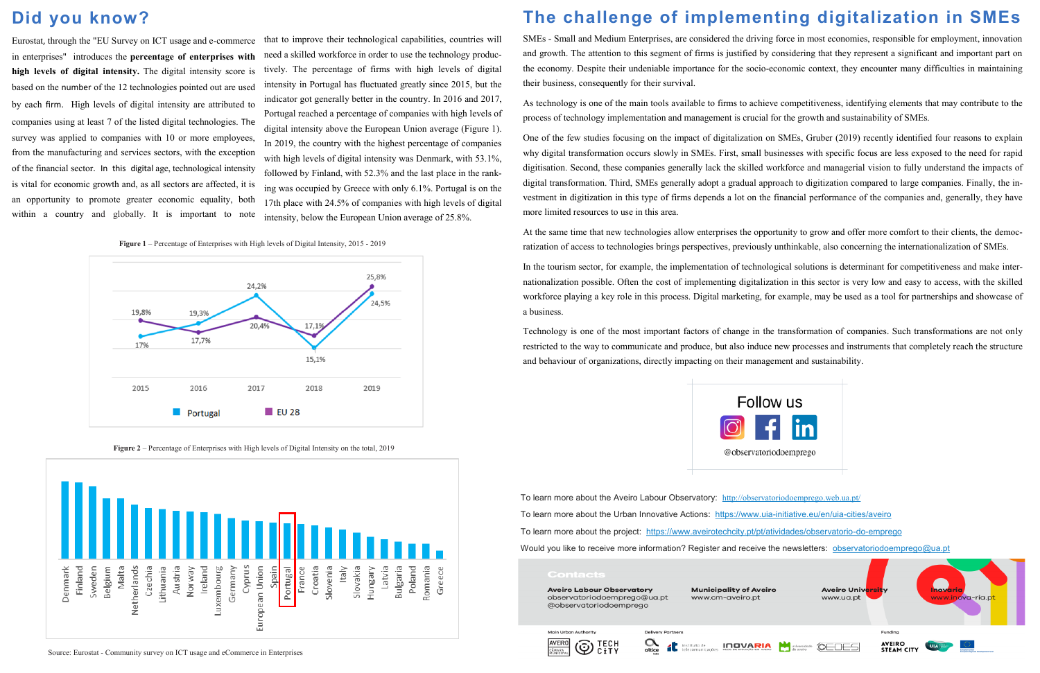## Did you know?

Eurostat, through the "EU Survey on ICT usage and e-commerce in enterprises" introduces the **percentage of enterprises with high levels of digital intensity.** The digital intensity score is based on the number of the 12 technologies pointed out are used by each firm. High levels of digital intensity are attributed to companies using at least 7 of the listed digital technologies. The survey was applied to companies with 10 or more employees, from the manufacturing and services sectors, with the exception of the financial sector. In this digital age, technological intensity is vital for economic growth and, as all sectors are affected, it is an opportunity to promote greater economic equality, both within a country and globally. It is important to note that to improve their technological capabilities, countries will need a skilled workforce in order to use the technology productively. The percentage of firms with high levels of digital intensity in Portugal has fluctuated greatly since 2015, but the indicator got generally better in the country. In 2016 and 2017, Portugal reached a percentage of companies with high levels of digital intensity above the European Union average (Figure 1). In 2019, the country with the highest percentage of companies with high levels of digital intensity was Denmark, with 53.1%, followed by Finland, with 52.3% and the last place in the ranking was occupied by Greece with only 6.1%. Portugal is on the 17th place with 24.5% of companies with high levels of digital intensity, below the European Union average of 25.8%.

**Figure 1** – Percentage of Enterprises with High levels of Digital Intensity, 2015 - 2019

19,8%
17%
19,3%
17,7%
24,2%
20,4%
17,1%
15,1%
25,8%
24,5%
2015
2016
2017
2018
2019
Portugal
EU 28

**Figure 2** – Percentage of Enterprises with High levels of Digital Intensity on the total, 2019

Denmark, Finland, Sweden, Belgium, Malta, Netherlands, Czechia, Lithuania, Austria, Norway, Ireland, Luxembourg, Germany, Cyprus, European Union, Spain, Portugal, France, Croatia, Slovenia, Italy, Slovakia, Hungary, Latvia, Bulgaria, Poland, Romania, Greece

Source: Eurostat - Community survey on ICT usage and eCommerce in Enterprises

## The challenge of implementing digitalization in SMEs

SMEs - Small and Medium Enterprises, are considered the driving force in most economies, responsible for employment, innovation and growth. The attention to this segment of firms is justified by considering that they represent a significant and important part on the economy. Despite their undeniable importance for the socio-economic context, they encounter many difficulties in maintaining their business, consequently for their survival.

As technology is one of the main tools available to firms to achieve competitiveness, identifying elements that may contribute to the process of technology implementation and management is crucial for the growth and sustainability of SMEs.

One of the few studies focusing on the impact of digitalization on SMEs, Gruber (2019) recently identified four reasons to explain why digital transformation occurs slowly in SMEs. First, small businesses with specific focus are less exposed to the need for rapid digitisation. Second, these companies generally lack the skilled workforce and managerial vision to fully understand the impacts of digital transformation. Third, SMEs generally adopt a gradual approach to digitization compared to large companies. Finally, the investment in digitization in this type of firms depends a lot on the financial performance of the companies and, generally, they have more limited resources to use in this area.

At the same time that new technologies allow enterprises the opportunity to grow and offer more comfort to their clients, the democratization of access to technologies brings perspectives, previously unthinkable, also concerning the internationalization of SMEs.

In the tourism sector, for example, the implementation of technological solutions is determinant for competitiveness and make internationalization possible. Often the cost of implementing digitalization in this sector is very low and easy to access, with the skilled workforce playing a key role in this process. Digital marketing, for example, may be used as a tool for partnerships and showcase of a business.

Technology is one of the most important factors of change in the transformation of companies. Such transformations are not only restricted to the way to communicate and produce, but also induce new processes and instruments that completely reach the structure and behaviour of organizations, directly impacting on their management and sustainability.

Follow us

@observatoriodoemprego

To learn more about the Aveiro Labour Observatory: http://observatoriodoemprego.web.ua.pt/

To learn more about the Urban Innovative Actions: https://www.uia-initiative.eu/en/uia-cities/aveiro

To learn more about the project: https://www.aveirotechcity.pt/pt/atividades/observatorio-do-emprego

Would you like to receive more information? Register and receive the newsletters: observatoriodoemprego@ua.pt

**Contacts**

**Aveiro Labour Observatory**
observatoriodoemprego@ua.pt
@observatoriodoemprego

**Municipality of Aveiro**
www.cm-aveiro.pt

**Aveiro University**
www.ua.pt

**Inovaria**
www.inova-ria.pt

Main Urban Authority — Delivery Partners — Funding